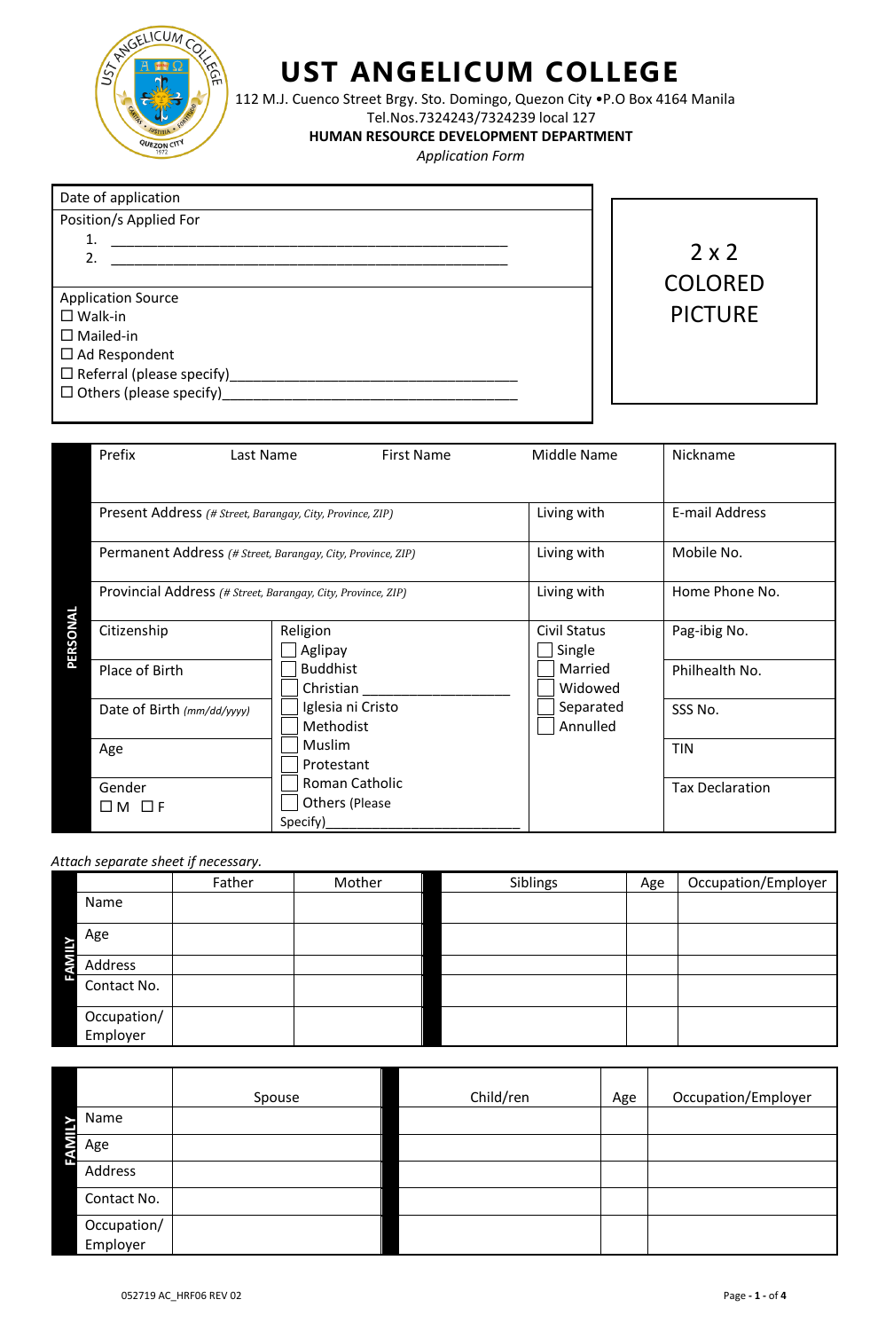# UST ANGELICUM COLLEGE

112 M.J. Cuenco Street Brgy. Sto. Domingo, Quezon City •P.O Box 4164 Manila
Tel.Nos.7324243/7324239 local 127

**HUMAN RESOURCE DEVELOPMENT DEPARTMENT**

*Application Form*

Date of application

Position/s Applied For

1. ___________________________________________________
2. ___________________________________________________

Application Source

☐ Walk-in
☐ Mailed-in
☐ Ad Respondent
☐ Referral (please specify)_____________________________________
☐ Others (please specify)______________________________________

2 x 2 COLORED PICTURE

**PERSONAL**

| Prefix | Last Name | First Name | Middle Name | Nickname |
|---|---|---|---|---|
| | | | | |

| Present Address *(# Street, Barangay, City, Province, ZIP)* | Living with | E-mail Address |
|---|---|---|
| Permanent Address *(# Street, Barangay, City, Province, ZIP)* | Living with | Mobile No. |
| Provincial Address *(# Street, Barangay, City, Province, ZIP)* | Living with | Home Phone No. |

| | Religion | Civil Status | |
|---|---|---|---|
| Citizenship | ☐ Aglipay | ☐ Single | Pag-ibig No. |
| Place of Birth | ☐ Buddhist | ☐ Married | Philhealth No. |
| | ☐ Christian _________________ | ☐ Widowed | |
| Date of Birth *(mm/dd/yyyy)* | ☐ Iglesia ni Cristo | ☐ Separated | SSS No. |
| | ☐ Methodist | ☐ Annulled | |
| Age | ☐ Muslim | | TIN |
| | ☐ Protestant | | |
| Gender ☐ M ☐ F | ☐ Roman Catholic | | Tax Declaration |
| | ☐ Others (Please Specify)_________________________ | | |

*Attach separate sheet if necessary.*

**FAMILY**

| | Father | Mother | Siblings | Age | Occupation/Employer |
|---|---|---|---|---|---|
| Name | | | | | |
| Age | | | | | |
| Address | | | | | |
| Contact No. | | | | | |
| Occupation/ Employer | | | | | |

**FAMILY**

| | Spouse | Child/ren | Age | Occupation/Employer |
|---|---|---|---|---|
| Name | | | | |
| Age | | | | |
| Address | | | | |
| Contact No. | | | | |
| Occupation/ Employer | | | | |

052719 AC_HRF06 REV 02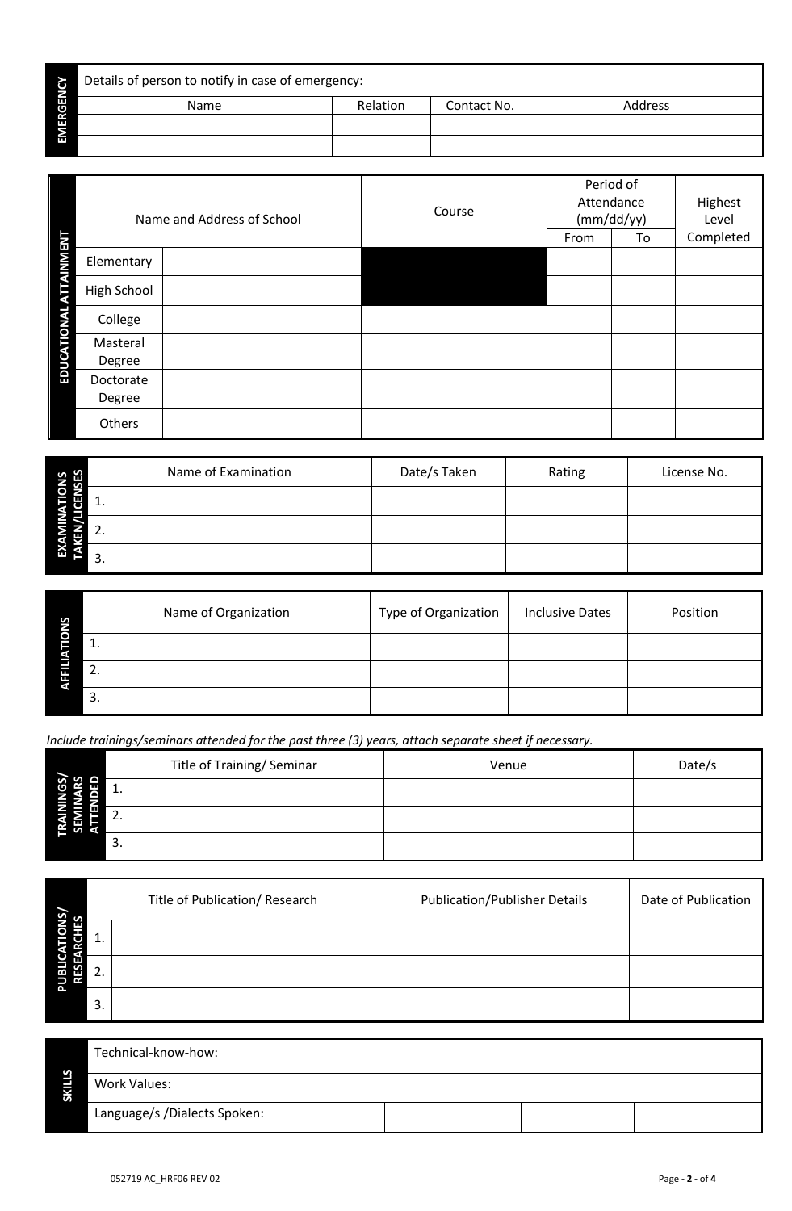| EMERGENCY | | | |
|---|---|---|---|
| Details of person to notify in case of emergency: | | | |
| Name | Relation | Contact No. | Address |
| | | | |
| | | | |

| EDUCATIONAL ATTAINMENT | Name and Address of School | Course | Period of Attendance (mm/dd/yy) | | Highest Level Completed |
|---|---|---|---|---|---|
| | | | From | To | |
| Elementary | | | | | |
| High School | | | | | |
| College | | | | | |
| Masteral Degree | | | | | |
| Doctorate Degree | | | | | |
| Others | | | | | |

| EXAMINATIONS TAKEN/LICENSES | Name of Examination | Date/s Taken | Rating | License No. |
|---|---|---|---|---|
| | 1. | | | |
| | 2. | | | |
| | 3. | | | |

| AFFILIATIONS | Name of Organization | Type of Organization | Inclusive Dates | Position |
|---|---|---|---|---|
| | 1. | | | |
| | 2. | | | |
| | 3. | | | |

*Include trainings/seminars attended for the past three (3) years, attach separate sheet if necessary.*

| TRAININGS/ SEMINARS ATTENDED | Title of Training/ Seminar | Venue | Date/s |
|---|---|---|---|
| | 1. | | |
| | 2. | | |
| | 3. | | |

| PUBLICATIONS/ RESEARCHES | Title of Publication/ Research | | Publication/Publisher Details | Date of Publication |
|---|---|---|---|---|
| | 1. | | | |
| | 2. | | | |
| | 3. | | | |

| SKILLS | | | | |
|---|---|---|---|---|
| | Technical-know-how: | | | |
| | Work Values: | | | |
| | Language/s /Dialects Spoken: | | | |

052719 AC_HRF06 REV 02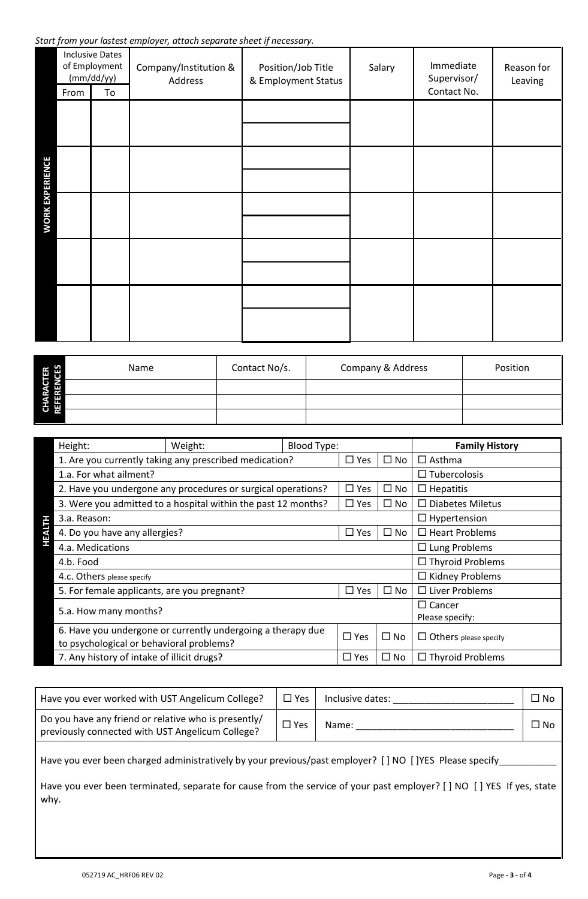*Start from your lastest employer, attach separate sheet if necessary.*

**WORK EXPERIENCE**

| Inclusive Dates of Employment (mm/dd/yy) | | Company/Institution & Address | Position/Job Title & Employment Status | Salary | Immediate Supervisor/ Contact No. | Reason for Leaving |
|---|---|---|---|---|---|---|
| From | To | | | | | |
| | | | | | | |
| | | | | | | |
| | | | | | | |
| | | | | | | |
| | | | | | | |
| | | | | | | |
| | | | | | | |
| | | | | | | |
| | | | | | | |
| | | | | | | |

**CHARACTER REFERENCES**

| Name | Contact No/s. | Company & Address | Position |
|---|---|---|---|
| | | | |
| | | | |
| | | | |

**HEALTH**

| Height: | Weight: | Blood Type: | | | **Family History** |
|---|---|---|---|---|---|
| 1. Are you currently taking any prescribed medication? | | | ☐ Yes | ☐ No | ☐ Asthma |
| 1.a. For what ailment? | | | | | ☐ Tubercolosis |
| 2. Have you undergone any procedures or surgical operations? | | | ☐ Yes | ☐ No | ☐ Hepatitis |
| 3. Were you admitted to a hospital within the past 12 months? | | | ☐ Yes | ☐ No | ☐ Diabetes Miletus |
| 3.a. Reason: | | | | | ☐ Hypertension |
| 4. Do you have any allergies? | | | ☐ Yes | ☐ No | ☐ Heart Problems |
| 4.a. Medications | | | | | ☐ Lung Problems |
| 4.b. Food | | | | | ☐ Thyroid Problems |
| 4.c. Others please specify | | | | | ☐ Kidney Problems |
| 5. For female applicants, are you pregnant? | | | ☐ Yes | ☐ No | ☐ Liver Problems |
| 5.a. How many months? | | | | | ☐ Cancer Please specify: |
| 6. Have you undergone or currently undergoing a therapy due to psychological or behavioral problems? | | | ☐ Yes | ☐ No | ☐ Others please specify |
| 7. Any history of intake of illicit drugs? | | | ☐ Yes | ☐ No | ☐ Thyroid Problems |

| | | | |
|---|---|---|---|
| Have you ever worked with UST Angelicum College? | ☐ Yes | Inclusive dates: ______________________ | ☐ No |
| Do you have any friend or relative who is presently/ previously connected with UST Angelicum College? | ☐ Yes | Name: ____________________________ | ☐ No |

Have you ever been charged administratively by your previous/past employer? [ ] NO [ ]YES Please specify__________

Have you ever been terminated, separate for cause from the service of your past employer? [ ] NO [ ] YES If yes, state why.

052719 AC_HRF06 REV 02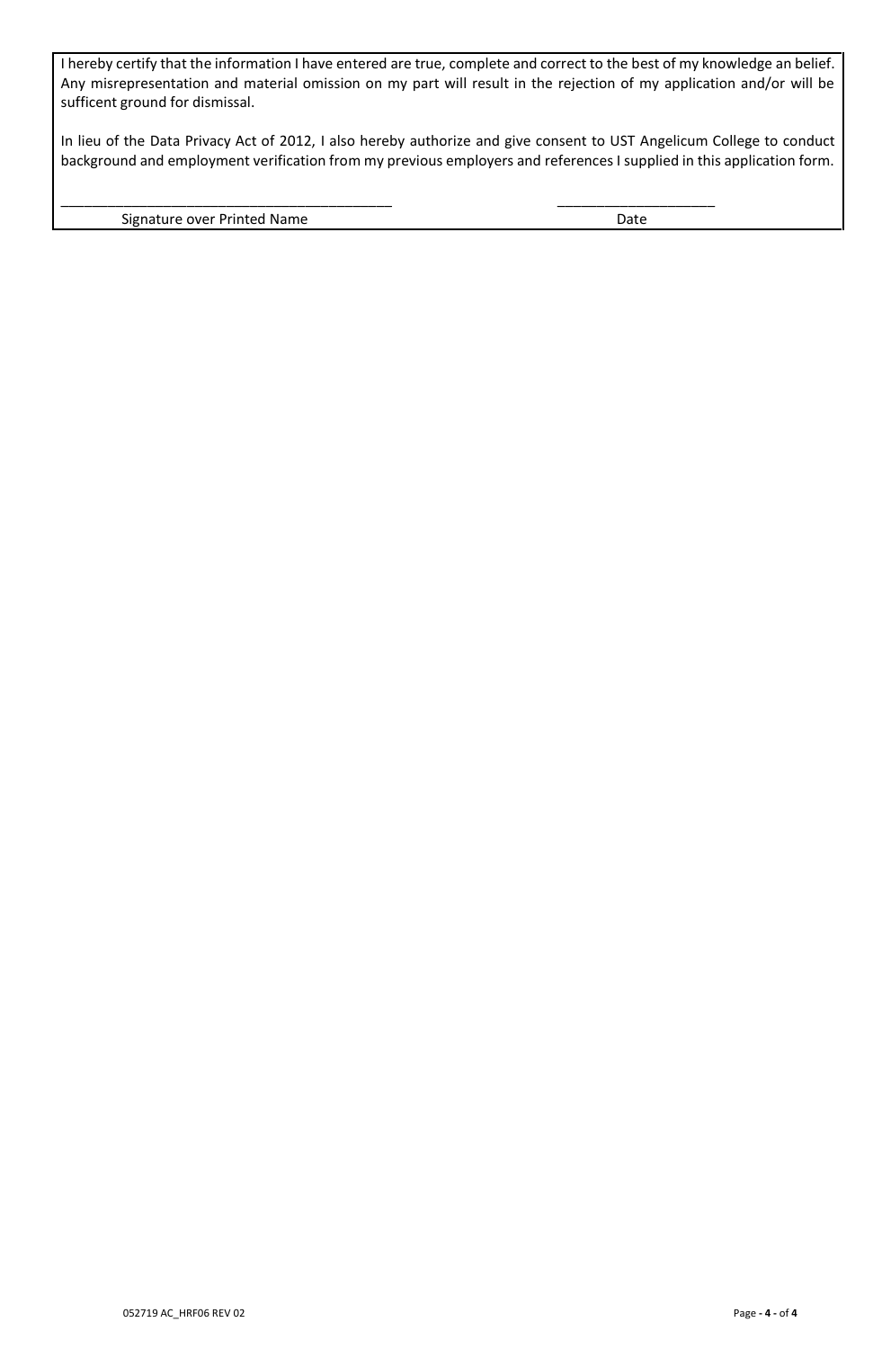I hereby certify that the information I have entered are true, complete and correct to the best of my knowledge an belief. Any misrepresentation and material omission on my part will result in the rejection of my application and/or will be sufficent ground for dismissal.

In lieu of the Data Privacy Act of 2012, I also hereby authorize and give consent to UST Angelicum College to conduct background and employment verification from my previous employers and references I supplied in this application form.

\_\_\_\_\_\_\_\_\_\_\_\_\_\_\_\_\_\_\_\_\_\_\_\_\_\_\_\_\_\_\_\_\_\_\_\_\_\_\_\_ \_\_\_\_\_\_\_\_\_\_\_\_\_\_\_\_\_\_\_\_

Signature over Printed Name Date

052719 AC_HRF06 REV 02